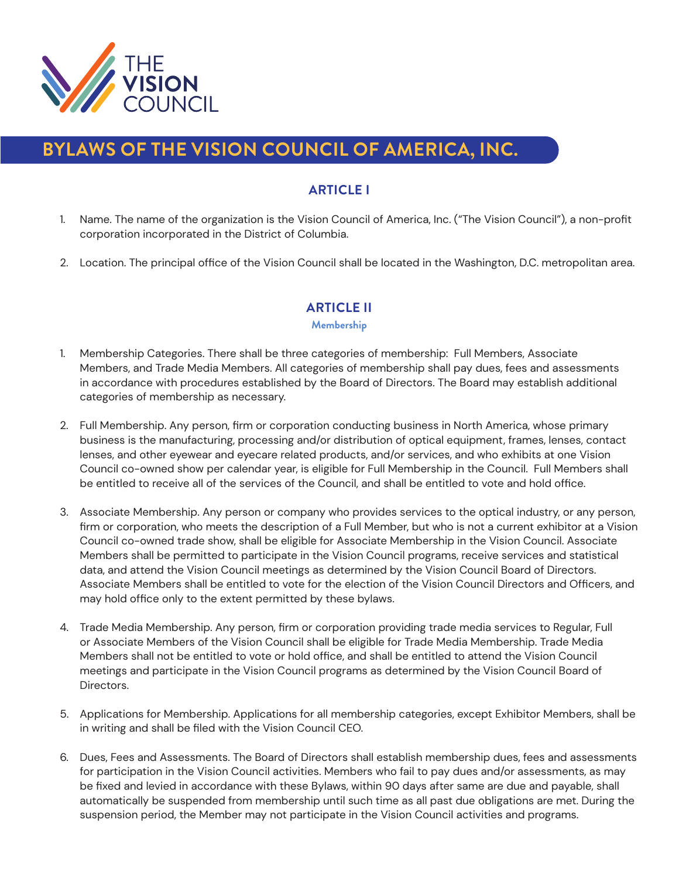# BYLAWS OF THE VISION COUNCIL OF AMERICA, INC.

## ARTICLE I

1. Name. The name of the organization is the Vision Council of America, Inc. ("The Vision Council"), a non-profit corporation incorporated in the District of Columbia.

2. Location. The principal office of the Vision Council shall be located in the Washington, D.C. metropolitan area.

## ARTICLE II

### Membership

1. Membership Categories. There shall be three categories of membership: Full Members, Associate Members, and Trade Media Members. All categories of membership shall pay dues, fees and assessments in accordance with procedures established by the Board of Directors. The Board may establish additional categories of membership as necessary.

2. Full Membership. Any person, firm or corporation conducting business in North America, whose primary business is the manufacturing, processing and/or distribution of optical equipment, frames, lenses, contact lenses, and other eyewear and eyecare related products, and/or services, and who exhibits at one Vision Council co-owned show per calendar year, is eligible for Full Membership in the Council. Full Members shall be entitled to receive all of the services of the Council, and shall be entitled to vote and hold office.

3. Associate Membership. Any person or company who provides services to the optical industry, or any person, firm or corporation, who meets the description of a Full Member, but who is not a current exhibitor at a Vision Council co-owned trade show, shall be eligible for Associate Membership in the Vision Council. Associate Members shall be permitted to participate in the Vision Council programs, receive services and statistical data, and attend the Vision Council meetings as determined by the Vision Council Board of Directors. Associate Members shall be entitled to vote for the election of the Vision Council Directors and Officers, and may hold office only to the extent permitted by these bylaws.

4. Trade Media Membership. Any person, firm or corporation providing trade media services to Regular, Full or Associate Members of the Vision Council shall be eligible for Trade Media Membership. Trade Media Members shall not be entitled to vote or hold office, and shall be entitled to attend the Vision Council meetings and participate in the Vision Council programs as determined by the Vision Council Board of Directors.

5. Applications for Membership. Applications for all membership categories, except Exhibitor Members, shall be in writing and shall be filed with the Vision Council CEO.

6. Dues, Fees and Assessments. The Board of Directors shall establish membership dues, fees and assessments for participation in the Vision Council activities. Members who fail to pay dues and/or assessments, as may be fixed and levied in accordance with these Bylaws, within 90 days after same are due and payable, shall automatically be suspended from membership until such time as all past due obligations are met. During the suspension period, the Member may not participate in the Vision Council activities and programs.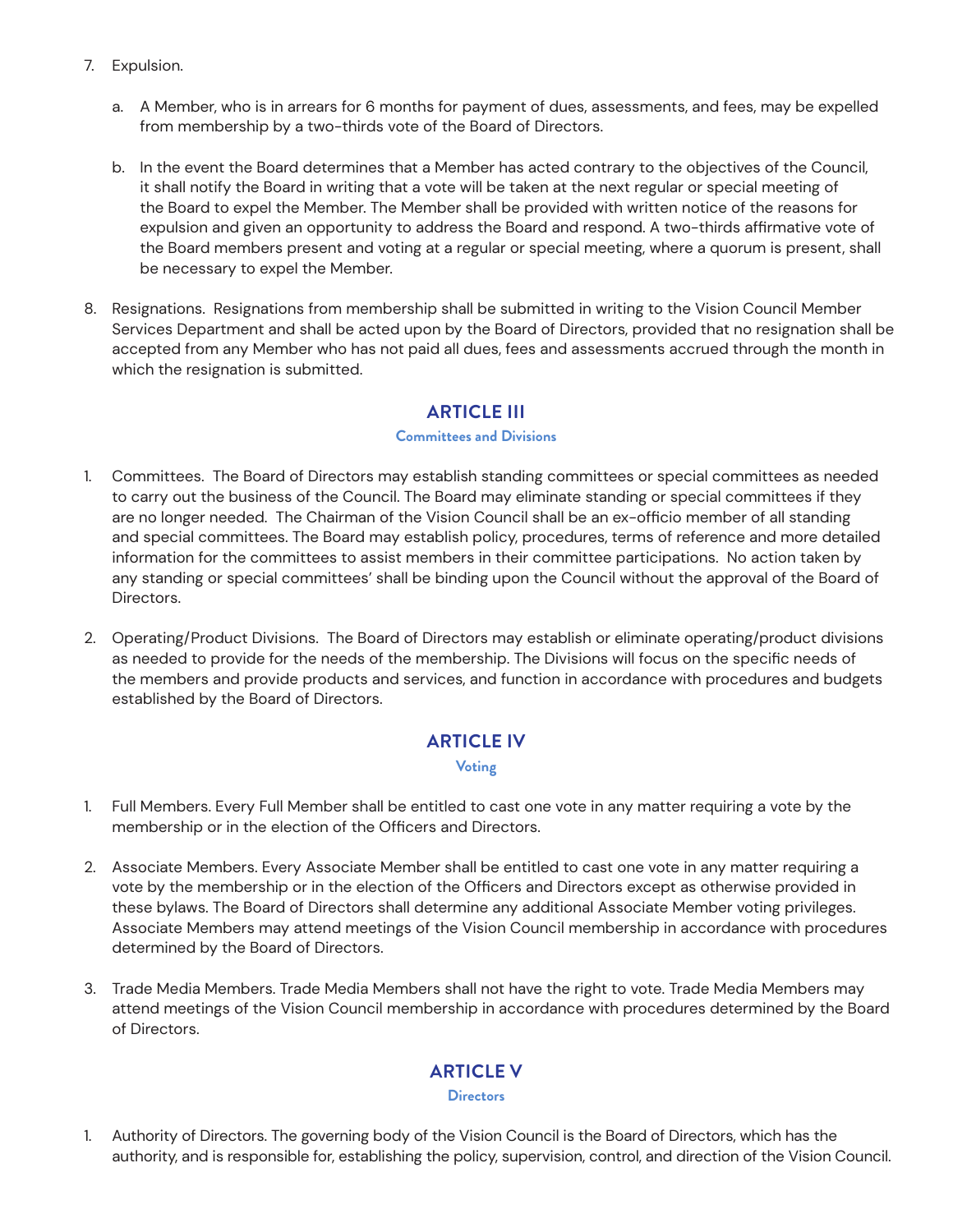7. Expulsion.

   a. A Member, who is in arrears for 6 months for payment of dues, assessments, and fees, may be expelled from membership by a two-thirds vote of the Board of Directors.

   b. In the event the Board determines that a Member has acted contrary to the objectives of the Council, it shall notify the Board in writing that a vote will be taken at the next regular or special meeting of the Board to expel the Member. The Member shall be provided with written notice of the reasons for expulsion and given an opportunity to address the Board and respond. A two-thirds affirmative vote of the Board members present and voting at a regular or special meeting, where a quorum is present, shall be necessary to expel the Member.

8. Resignations. Resignations from membership shall be submitted in writing to the Vision Council Member Services Department and shall be acted upon by the Board of Directors, provided that no resignation shall be accepted from any Member who has not paid all dues, fees and assessments accrued through the month in which the resignation is submitted.

## ARTICLE III

### Committees and Divisions

1. Committees. The Board of Directors may establish standing committees or special committees as needed to carry out the business of the Council. The Board may eliminate standing or special committees if they are no longer needed. The Chairman of the Vision Council shall be an ex-officio member of all standing and special committees. The Board may establish policy, procedures, terms of reference and more detailed information for the committees to assist members in their committee participations. No action taken by any standing or special committees' shall be binding upon the Council without the approval of the Board of Directors.

2. Operating/Product Divisions. The Board of Directors may establish or eliminate operating/product divisions as needed to provide for the needs of the membership. The Divisions will focus on the specific needs of the members and provide products and services, and function in accordance with procedures and budgets established by the Board of Directors.

## ARTICLE IV

### Voting

1. Full Members. Every Full Member shall be entitled to cast one vote in any matter requiring a vote by the membership or in the election of the Officers and Directors.

2. Associate Members. Every Associate Member shall be entitled to cast one vote in any matter requiring a vote by the membership or in the election of the Officers and Directors except as otherwise provided in these bylaws. The Board of Directors shall determine any additional Associate Member voting privileges. Associate Members may attend meetings of the Vision Council membership in accordance with procedures determined by the Board of Directors.

3. Trade Media Members. Trade Media Members shall not have the right to vote. Trade Media Members may attend meetings of the Vision Council membership in accordance with procedures determined by the Board of Directors.

## ARTICLE V

### Directors

1. Authority of Directors. The governing body of the Vision Council is the Board of Directors, which has the authority, and is responsible for, establishing the policy, supervision, control, and direction of the Vision Council.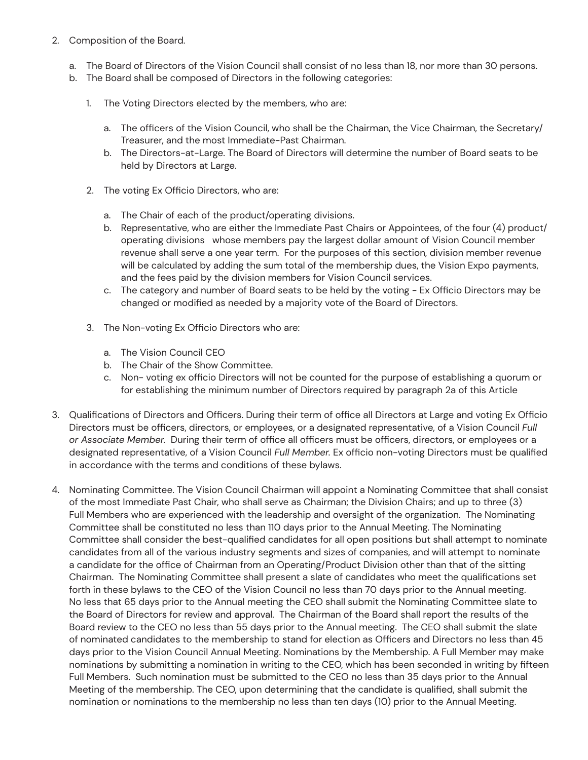2. Composition of the Board.

    a. The Board of Directors of the Vision Council shall consist of no less than 18, nor more than 30 persons.
    b. The Board shall be composed of Directors in the following categories:

        1. The Voting Directors elected by the members, who are:

            a. The officers of the Vision Council, who shall be the Chairman, the Vice Chairman, the Secretary/ Treasurer, and the most Immediate-Past Chairman.
            b. The Directors-at-Large. The Board of Directors will determine the number of Board seats to be held by Directors at Large.

        2. The voting Ex Officio Directors, who are:

            a. The Chair of each of the product/operating divisions.
            b. Representative, who are either the Immediate Past Chairs or Appointees, of the four (4) product/ operating divisions whose members pay the largest dollar amount of Vision Council member revenue shall serve a one year term. For the purposes of this section, division member revenue will be calculated by adding the sum total of the membership dues, the Vision Expo payments, and the fees paid by the division members for Vision Council services.
            c. The category and number of Board seats to be held by the voting - Ex Officio Directors may be changed or modified as needed by a majority vote of the Board of Directors.

        3. The Non-voting Ex Officio Directors who are:

            a. The Vision Council CEO
            b. The Chair of the Show Committee.
            c. Non- voting ex officio Directors will not be counted for the purpose of establishing a quorum or for establishing the minimum number of Directors required by paragraph 2a of this Article

3. Qualifications of Directors and Officers. During their term of office all Directors at Large and voting Ex Officio Directors must be officers, directors, or employees, or a designated representative, of a Vision Council *Full or Associate Member.* During their term of office all officers must be officers, directors, or employees or a designated representative, of a Vision Council *Full Member.* Ex officio non-voting Directors must be qualified in accordance with the terms and conditions of these bylaws.

4. Nominating Committee. The Vision Council Chairman will appoint a Nominating Committee that shall consist of the most Immediate Past Chair, who shall serve as Chairman; the Division Chairs; and up to three (3) Full Members who are experienced with the leadership and oversight of the organization. The Nominating Committee shall be constituted no less than 110 days prior to the Annual Meeting. The Nominating Committee shall consider the best-qualified candidates for all open positions but shall attempt to nominate candidates from all of the various industry segments and sizes of companies, and will attempt to nominate a candidate for the office of Chairman from an Operating/Product Division other than that of the sitting Chairman. The Nominating Committee shall present a slate of candidates who meet the qualifications set forth in these bylaws to the CEO of the Vision Council no less than 70 days prior to the Annual meeting. No less that 65 days prior to the Annual meeting the CEO shall submit the Nominating Committee slate to the Board of Directors for review and approval. The Chairman of the Board shall report the results of the Board review to the CEO no less than 55 days prior to the Annual meeting. The CEO shall submit the slate of nominated candidates to the membership to stand for election as Officers and Directors no less than 45 days prior to the Vision Council Annual Meeting. Nominations by the Membership. A Full Member may make nominations by submitting a nomination in writing to the CEO, which has been seconded in writing by fifteen Full Members. Such nomination must be submitted to the CEO no less than 35 days prior to the Annual Meeting of the membership. The CEO, upon determining that the candidate is qualified, shall submit the nomination or nominations to the membership no less than ten days (10) prior to the Annual Meeting.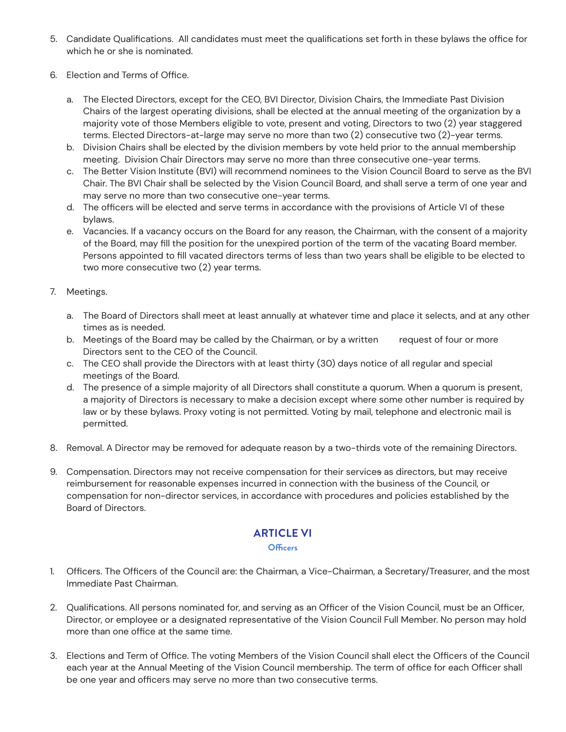5. Candidate Qualifications. All candidates must meet the qualifications set forth in these bylaws the office for which he or she is nominated.

6. Election and Terms of Office.

   a. The Elected Directors, except for the CEO, BVI Director, Division Chairs, the Immediate Past Division Chairs of the largest operating divisions, shall be elected at the annual meeting of the organization by a majority vote of those Members eligible to vote, present and voting, Directors to two (2) year staggered terms. Elected Directors-at-large may serve no more than two (2) consecutive two (2)-year terms.
   b. Division Chairs shall be elected by the division members by vote held prior to the annual membership meeting. Division Chair Directors may serve no more than three consecutive one-year terms.
   c. The Better Vision Institute (BVI) will recommend nominees to the Vision Council Board to serve as the BVI Chair. The BVI Chair shall be selected by the Vision Council Board, and shall serve a term of one year and may serve no more than two consecutive one-year terms.
   d. The officers will be elected and serve terms in accordance with the provisions of Article VI of these bylaws.
   e. Vacancies. If a vacancy occurs on the Board for any reason, the Chairman, with the consent of a majority of the Board, may fill the position for the unexpired portion of the term of the vacating Board member. Persons appointed to fill vacated directors terms of less than two years shall be eligible to be elected to two more consecutive two (2) year terms.

7. Meetings.

   a. The Board of Directors shall meet at least annually at whatever time and place it selects, and at any other times as is needed.
   b. Meetings of the Board may be called by the Chairman, or by a written request of four or more Directors sent to the CEO of the Council.
   c. The CEO shall provide the Directors with at least thirty (30) days notice of all regular and special meetings of the Board.
   d. The presence of a simple majority of all Directors shall constitute a quorum. When a quorum is present, a majority of Directors is necessary to make a decision except where some other number is required by law or by these bylaws. Proxy voting is not permitted. Voting by mail, telephone and electronic mail is permitted.

8. Removal. A Director may be removed for adequate reason by a two-thirds vote of the remaining Directors.

9. Compensation. Directors may not receive compensation for their services as directors, but may receive reimbursement for reasonable expenses incurred in connection with the business of the Council, or compensation for non-director services, in accordance with procedures and policies established by the Board of Directors.

## ARTICLE VI

### Officers

1. Officers. The Officers of the Council are: the Chairman, a Vice-Chairman, a Secretary/Treasurer, and the most Immediate Past Chairman.

2. Qualifications. All persons nominated for, and serving as an Officer of the Vision Council, must be an Officer, Director, or employee or a designated representative of the Vision Council Full Member. No person may hold more than one office at the same time.

3. Elections and Term of Office. The voting Members of the Vision Council shall elect the Officers of the Council each year at the Annual Meeting of the Vision Council membership. The term of office for each Officer shall be one year and officers may serve no more than two consecutive terms.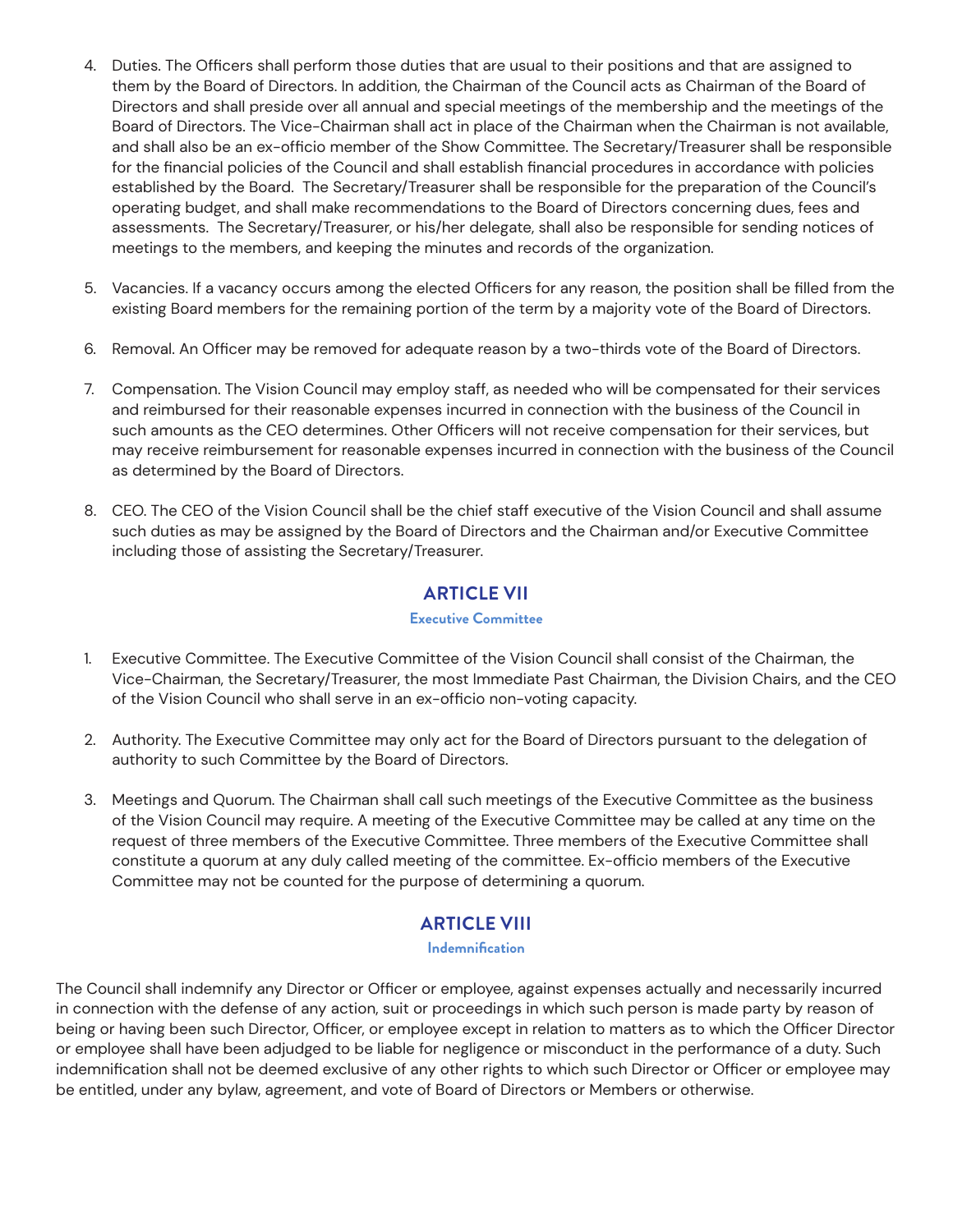4. Duties. The Officers shall perform those duties that are usual to their positions and that are assigned to them by the Board of Directors. In addition, the Chairman of the Council acts as Chairman of the Board of Directors and shall preside over all annual and special meetings of the membership and the meetings of the Board of Directors. The Vice-Chairman shall act in place of the Chairman when the Chairman is not available, and shall also be an ex-officio member of the Show Committee. The Secretary/Treasurer shall be responsible for the financial policies of the Council and shall establish financial procedures in accordance with policies established by the Board. The Secretary/Treasurer shall be responsible for the preparation of the Council's operating budget, and shall make recommendations to the Board of Directors concerning dues, fees and assessments. The Secretary/Treasurer, or his/her delegate, shall also be responsible for sending notices of meetings to the members, and keeping the minutes and records of the organization.

5. Vacancies. If a vacancy occurs among the elected Officers for any reason, the position shall be filled from the existing Board members for the remaining portion of the term by a majority vote of the Board of Directors.

6. Removal. An Officer may be removed for adequate reason by a two-thirds vote of the Board of Directors.

7. Compensation. The Vision Council may employ staff, as needed who will be compensated for their services and reimbursed for their reasonable expenses incurred in connection with the business of the Council in such amounts as the CEO determines. Other Officers will not receive compensation for their services, but may receive reimbursement for reasonable expenses incurred in connection with the business of the Council as determined by the Board of Directors.

8. CEO. The CEO of the Vision Council shall be the chief staff executive of the Vision Council and shall assume such duties as may be assigned by the Board of Directors and the Chairman and/or Executive Committee including those of assisting the Secretary/Treasurer.

## ARTICLE VII

### Executive Committee

1. Executive Committee. The Executive Committee of the Vision Council shall consist of the Chairman, the Vice-Chairman, the Secretary/Treasurer, the most Immediate Past Chairman, the Division Chairs, and the CEO of the Vision Council who shall serve in an ex-officio non-voting capacity.

2. Authority. The Executive Committee may only act for the Board of Directors pursuant to the delegation of authority to such Committee by the Board of Directors.

3. Meetings and Quorum. The Chairman shall call such meetings of the Executive Committee as the business of the Vision Council may require. A meeting of the Executive Committee may be called at any time on the request of three members of the Executive Committee. Three members of the Executive Committee shall constitute a quorum at any duly called meeting of the committee. Ex-officio members of the Executive Committee may not be counted for the purpose of determining a quorum.

## ARTICLE VIII

### Indemnification

The Council shall indemnify any Director or Officer or employee, against expenses actually and necessarily incurred in connection with the defense of any action, suit or proceedings in which such person is made party by reason of being or having been such Director, Officer, or employee except in relation to matters as to which the Officer Director or employee shall have been adjudged to be liable for negligence or misconduct in the performance of a duty. Such indemnification shall not be deemed exclusive of any other rights to which such Director or Officer or employee may be entitled, under any bylaw, agreement, and vote of Board of Directors or Members or otherwise.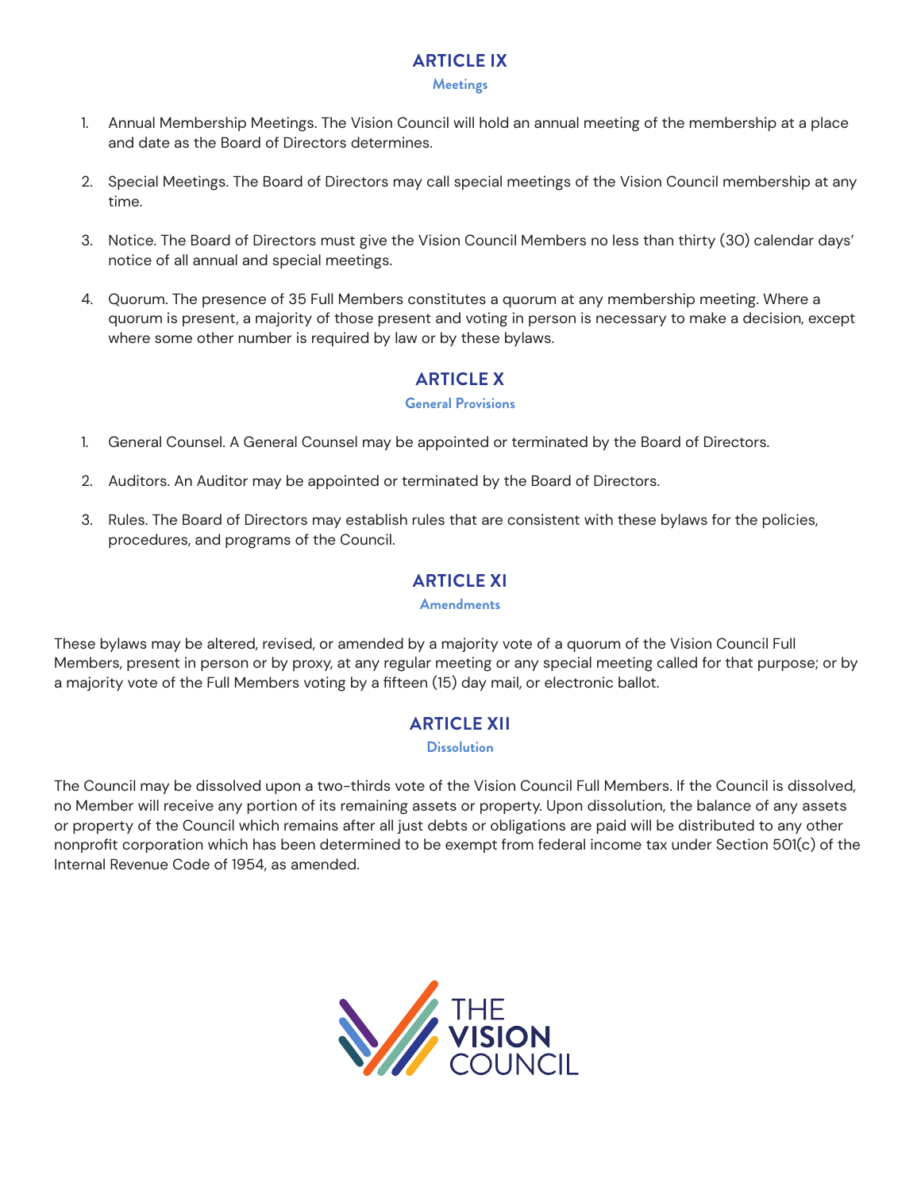## ARTICLE IX

### Meetings

1. Annual Membership Meetings. The Vision Council will hold an annual meeting of the membership at a place and date as the Board of Directors determines.

2. Special Meetings. The Board of Directors may call special meetings of the Vision Council membership at any time.

3. Notice. The Board of Directors must give the Vision Council Members no less than thirty (30) calendar days' notice of all annual and special meetings.

4. Quorum. The presence of 35 Full Members constitutes a quorum at any membership meeting. Where a quorum is present, a majority of those present and voting in person is necessary to make a decision, except where some other number is required by law or by these bylaws.

## ARTICLE X

### General Provisions

1. General Counsel. A General Counsel may be appointed or terminated by the Board of Directors.

2. Auditors. An Auditor may be appointed or terminated by the Board of Directors.

3. Rules. The Board of Directors may establish rules that are consistent with these bylaws for the policies, procedures, and programs of the Council.

## ARTICLE XI

### Amendments

These bylaws may be altered, revised, or amended by a majority vote of a quorum of the Vision Council Full Members, present in person or by proxy, at any regular meeting or any special meeting called for that purpose; or by a majority vote of the Full Members voting by a fifteen (15) day mail, or electronic ballot.

## ARTICLE XII

### Dissolution

The Council may be dissolved upon a two-thirds vote of the Vision Council Full Members. If the Council is dissolved, no Member will receive any portion of its remaining assets or property. Upon dissolution, the balance of any assets or property of the Council which remains after all just debts or obligations are paid will be distributed to any other nonprofit corporation which has been determined to be exempt from federal income tax under Section 501(c) of the Internal Revenue Code of 1954, as amended.

THE VISION COUNCIL